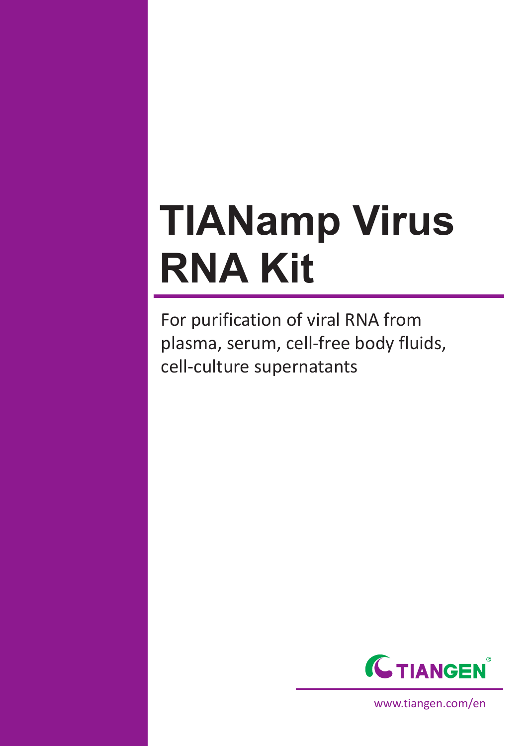# TIANamp Virus RNA Kit

For purification of viral RNA from plasma, serum, cell-free body fluids, cell-culture supernatants

TIANGEN®

www.tiangen.com/en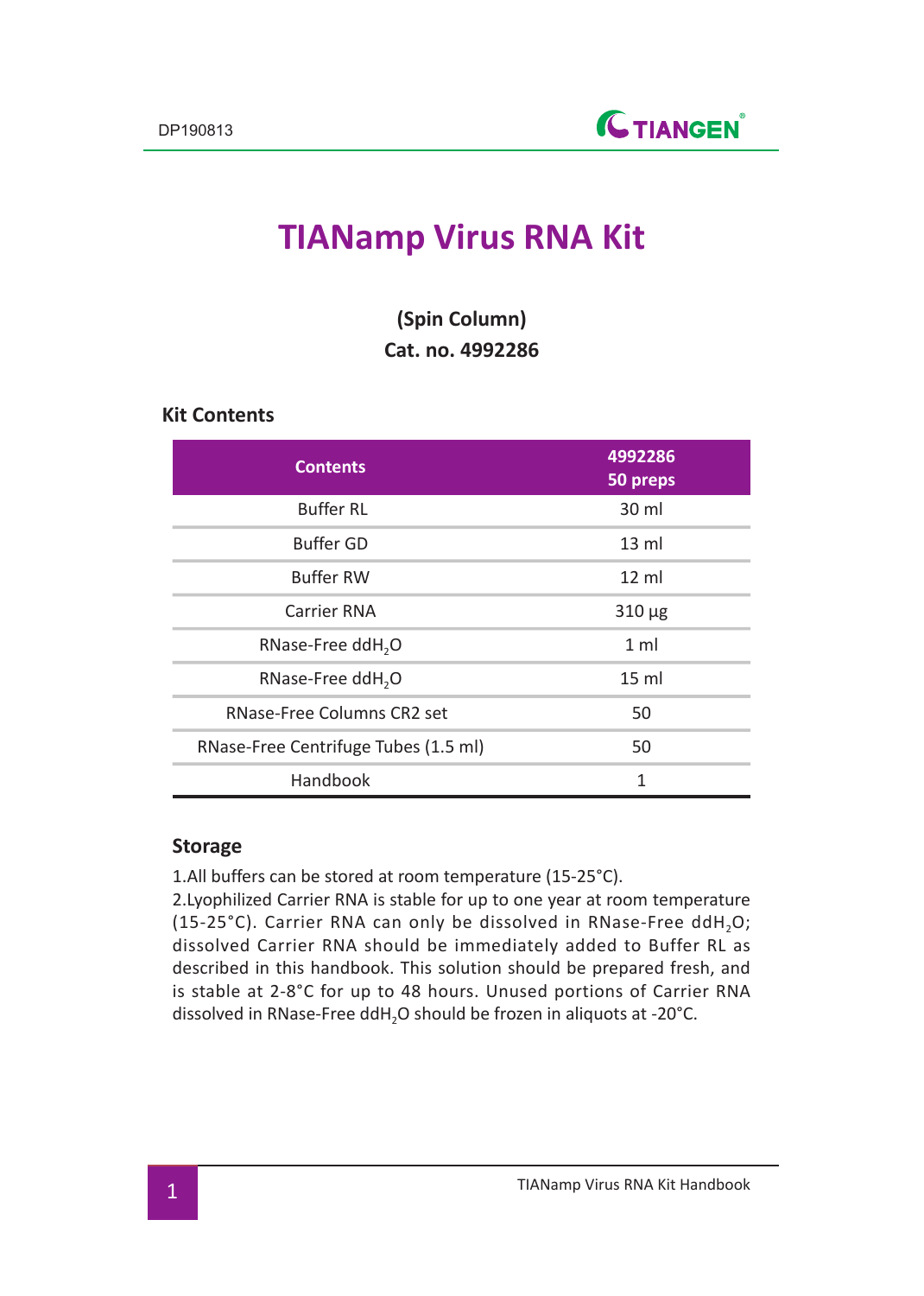DP190813

# TIANamp Virus RNA Kit

**(Spin Column)**
**Cat. no. 4992286**

### Kit Contents

| Contents | 4992286 50 preps |
|---|---|
| Buffer RL | 30 ml |
| Buffer GD | 13 ml |
| Buffer RW | 12 ml |
| Carrier RNA | 310 μg |
| RNase-Free $ddH_2O$ | 1 ml |
| RNase-Free $ddH_2O$ | 15 ml |
| RNase-Free Columns CR2 set | 50 |
| RNase-Free Centrifuge Tubes (1.5 ml) | 50 |
| Handbook | 1 |

### Storage

1.All buffers can be stored at room temperature (15-25°C).
2.Lyophilized Carrier RNA is stable for up to one year at room temperature (15-25°C). Carrier RNA can only be dissolved in RNase-Free $ddH_2O$; dissolved Carrier RNA should be immediately added to Buffer RL as described in this handbook. This solution should be prepared fresh, and is stable at 2-8°C for up to 48 hours. Unused portions of Carrier RNA dissolved in RNase-Free $ddH_2O$ should be frozen in aliquots at -20°C.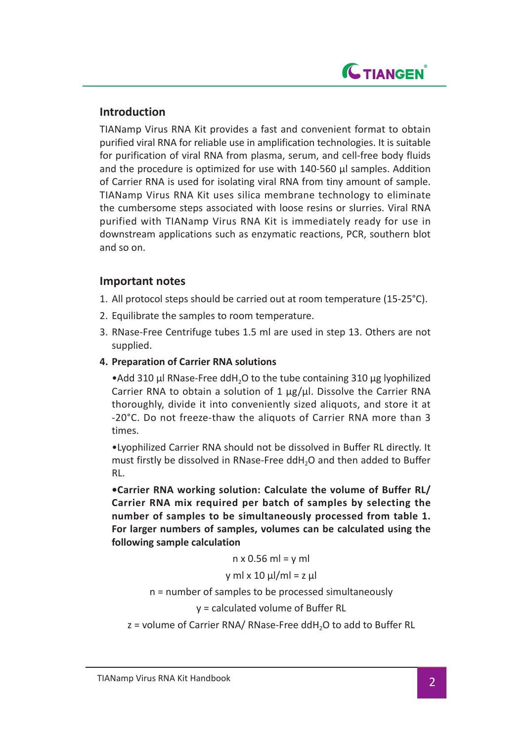## Introduction

TIANamp Virus RNA Kit provides a fast and convenient format to obtain purified viral RNA for reliable use in amplification technologies. It is suitable for purification of viral RNA from plasma, serum, and cell-free body fluids and the procedure is optimized for use with 140-560 μl samples. Addition of Carrier RNA is used for isolating viral RNA from tiny amount of sample. TIANamp Virus RNA Kit uses silica membrane technology to eliminate the cumbersome steps associated with loose resins or slurries. Viral RNA purified with TIANamp Virus RNA Kit is immediately ready for use in downstream applications such as enzymatic reactions, PCR, southern blot and so on.

## Important notes

1. All protocol steps should be carried out at room temperature (15-25°C).
2. Equilibrate the samples to room temperature.
3. RNase-Free Centrifuge tubes 1.5 ml are used in step 13. Others are not supplied.
4. **Preparation of Carrier RNA solutions**

   •Add 310 μl RNase-Free dd$H_2O$ to the tube containing 310 μg lyophilized Carrier RNA to obtain a solution of 1 μg/μl. Dissolve the Carrier RNA thoroughly, divide it into conveniently sized aliquots, and store it at -20°C. Do not freeze-thaw the aliquots of Carrier RNA more than 3 times.

   •Lyophilized Carrier RNA should not be dissolved in Buffer RL directly. It must firstly be dissolved in RNase-Free dd$H_2O$ and then added to Buffer RL.

   **•Carrier RNA working solution: Calculate the volume of Buffer RL/ Carrier RNA mix required per batch of samples by selecting the number of samples to be simultaneously processed from table 1. For larger numbers of samples, volumes can be calculated using the following sample calculation**

   $$n \times 0.56 \text{ ml} = y \text{ ml}$$

   $$y \text{ ml} \times 10 \text{ μl/ml} = z \text{ μl}$$

   n = number of samples to be processed simultaneously

   y = calculated volume of Buffer RL

   z = volume of Carrier RNA/ RNase-Free dd$H_2O$ to add to Buffer RL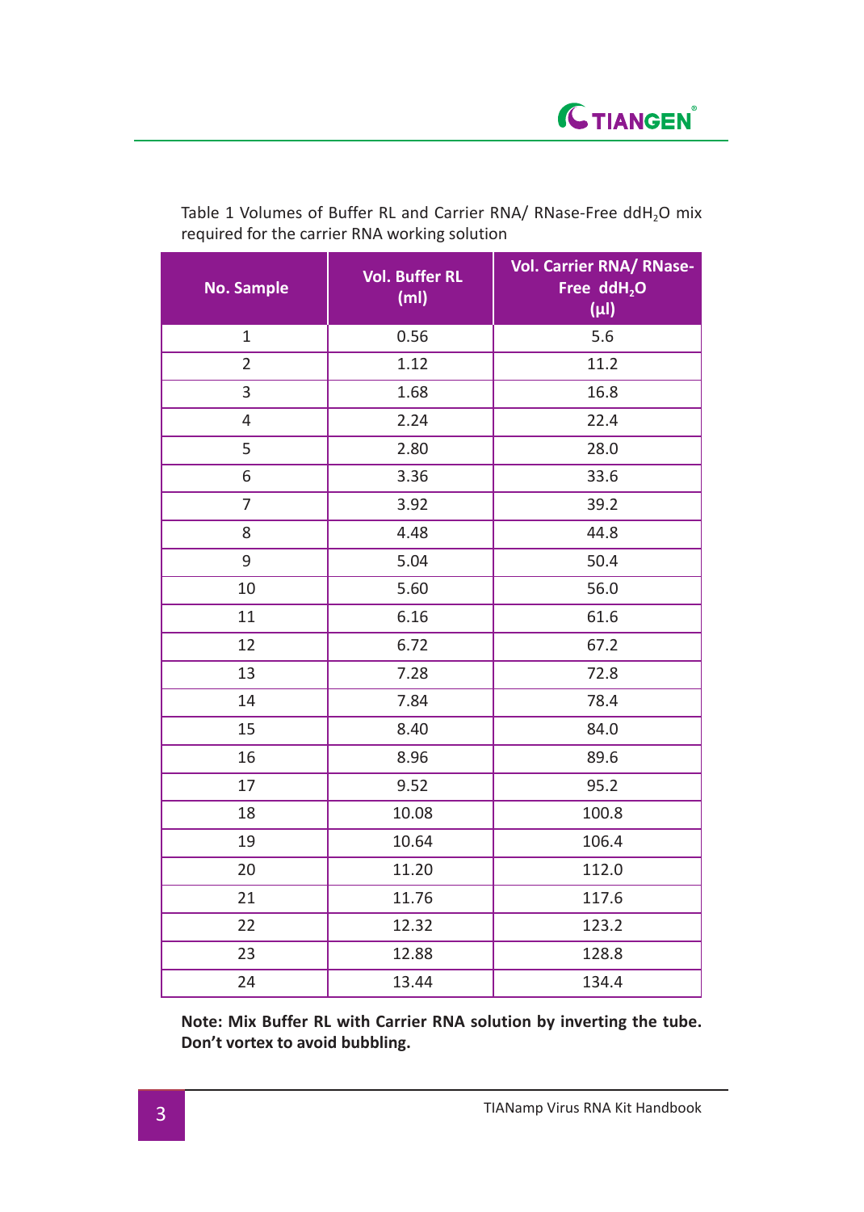Table 1 Volumes of Buffer RL and Carrier RNA/ RNase-Free $ddH_2O$ mix required for the carrier RNA working solution

| No. Sample | Vol. Buffer RL (ml) | Vol. Carrier RNA/ RNase-Free $ddH_2O$ (μl) |
|---|---|---|
| 1 | 0.56 | 5.6 |
| 2 | 1.12 | 11.2 |
| 3 | 1.68 | 16.8 |
| 4 | 2.24 | 22.4 |
| 5 | 2.80 | 28.0 |
| 6 | 3.36 | 33.6 |
| 7 | 3.92 | 39.2 |
| 8 | 4.48 | 44.8 |
| 9 | 5.04 | 50.4 |
| 10 | 5.60 | 56.0 |
| 11 | 6.16 | 61.6 |
| 12 | 6.72 | 67.2 |
| 13 | 7.28 | 72.8 |
| 14 | 7.84 | 78.4 |
| 15 | 8.40 | 84.0 |
| 16 | 8.96 | 89.6 |
| 17 | 9.52 | 95.2 |
| 18 | 10.08 | 100.8 |
| 19 | 10.64 | 106.4 |
| 20 | 11.20 | 112.0 |
| 21 | 11.76 | 117.6 |
| 22 | 12.32 | 123.2 |
| 23 | 12.88 | 128.8 |
| 24 | 13.44 | 134.4 |

**Note: Mix Buffer RL with Carrier RNA solution by inverting the tube. Don't vortex to avoid bubbling.**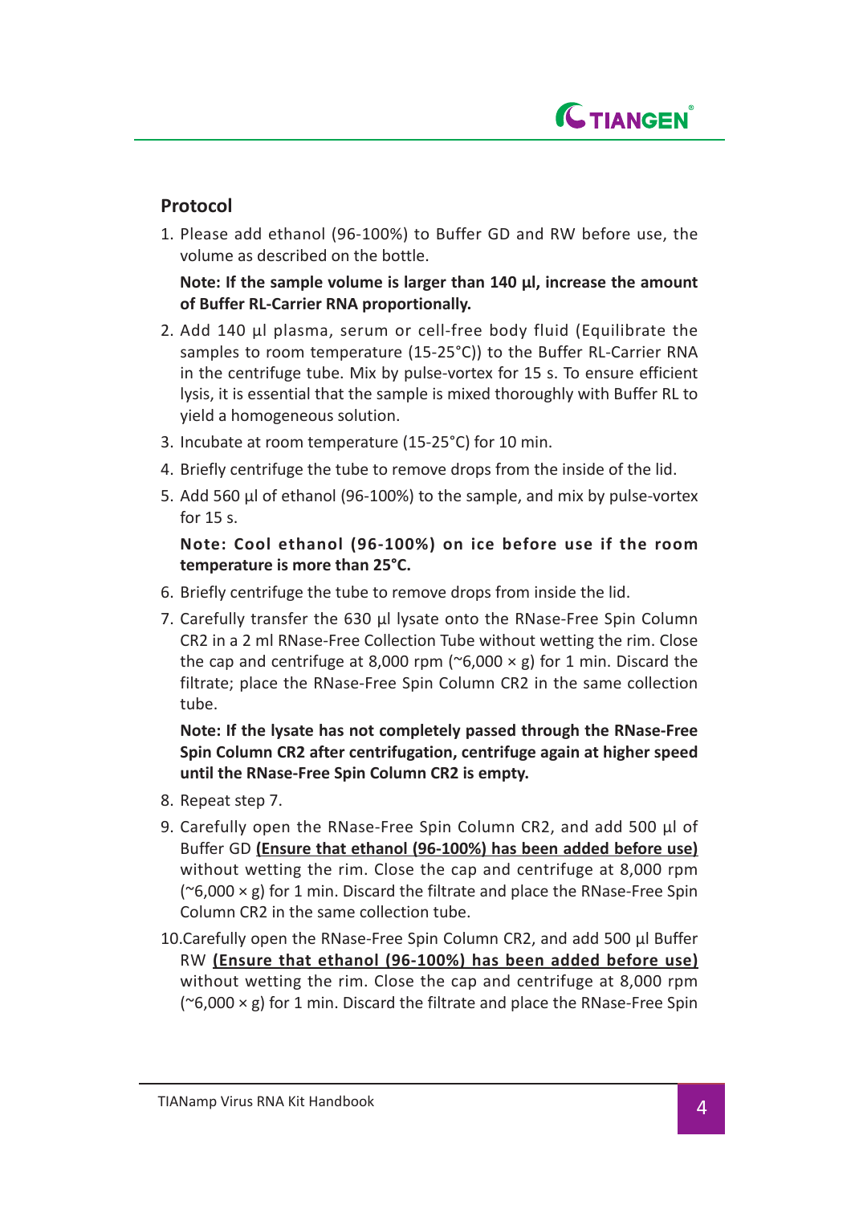## Protocol

1. Please add ethanol (96-100%) to Buffer GD and RW before use, the volume as described on the bottle.

   **Note: If the sample volume is larger than 140 µl, increase the amount of Buffer RL-Carrier RNA proportionally.**

2. Add 140 µl plasma, serum or cell-free body fluid (Equilibrate the samples to room temperature (15-25°C)) to the Buffer RL-Carrier RNA in the centrifuge tube. Mix by pulse-vortex for 15 s. To ensure efficient lysis, it is essential that the sample is mixed thoroughly with Buffer RL to yield a homogeneous solution.
3. Incubate at room temperature (15-25°C) for 10 min.
4. Briefly centrifuge the tube to remove drops from the inside of the lid.
5. Add 560 µl of ethanol (96-100%) to the sample, and mix by pulse-vortex for 15 s.

   **Note: Cool ethanol (96-100%) on ice before use if the room temperature is more than 25°C.**

6. Briefly centrifuge the tube to remove drops from inside the lid.
7. Carefully transfer the 630 µl lysate onto the RNase-Free Spin Column CR2 in a 2 ml RNase-Free Collection Tube without wetting the rim. Close the cap and centrifuge at 8,000 rpm (~6,000 × g) for 1 min. Discard the filtrate; place the RNase-Free Spin Column CR2 in the same collection tube.

   **Note: If the lysate has not completely passed through the RNase-Free Spin Column CR2 after centrifugation, centrifuge again at higher speed until the RNase-Free Spin Column CR2 is empty.**

8. Repeat step 7.
9. Carefully open the RNase-Free Spin Column CR2, and add 500 µl of Buffer GD **<u>(Ensure that ethanol (96-100%) has been added before use)</u>** without wetting the rim. Close the cap and centrifuge at 8,000 rpm (~6,000 × g) for 1 min. Discard the filtrate and place the RNase-Free Spin Column CR2 in the same collection tube.
10. Carefully open the RNase-Free Spin Column CR2, and add 500 µl Buffer RW **<u>(Ensure that ethanol (96-100%) has been added before use)</u>** without wetting the rim. Close the cap and centrifuge at 8,000 rpm (~6,000 × g) for 1 min. Discard the filtrate and place the RNase-Free Spin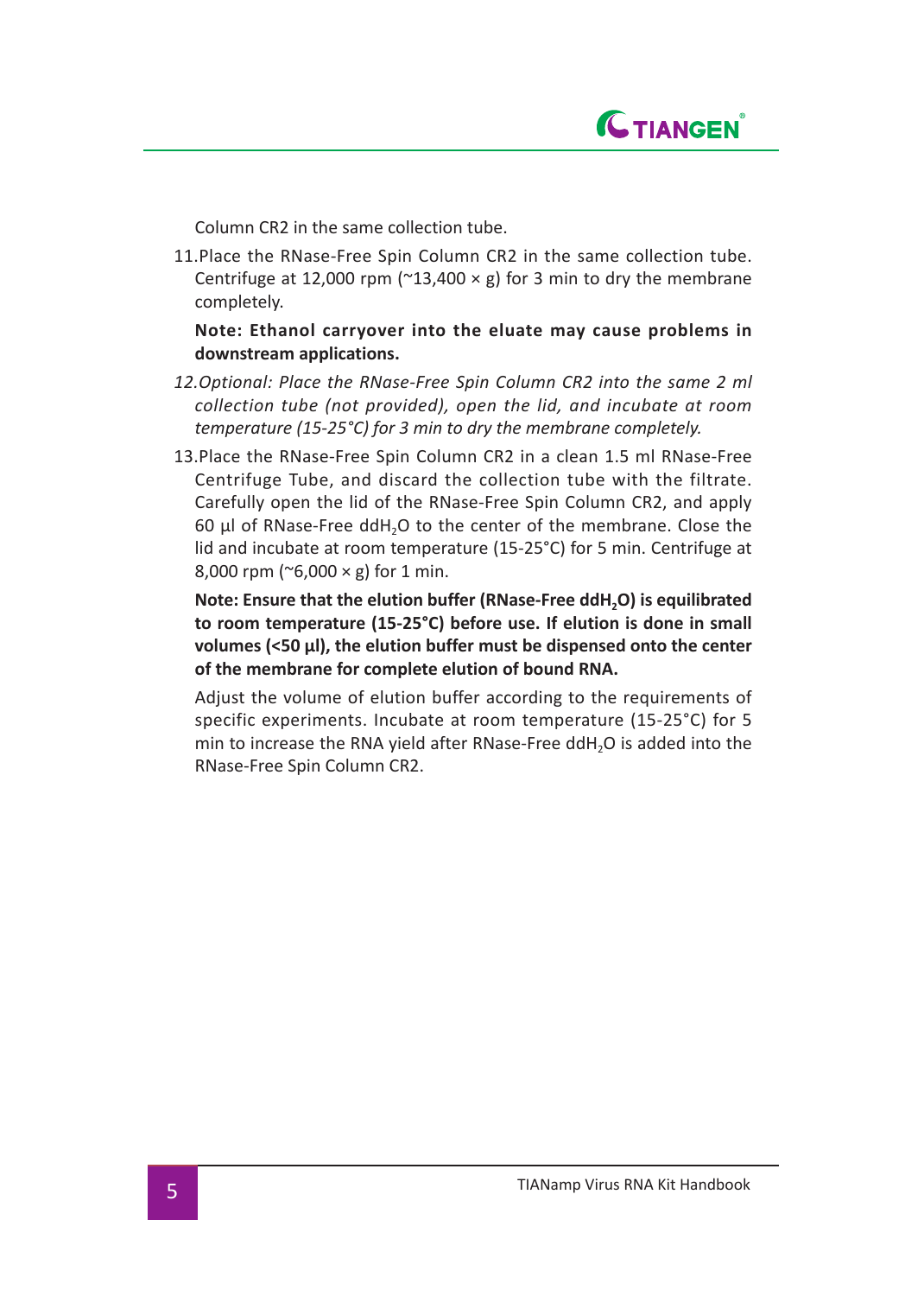Column CR2 in the same collection tube.

11. Place the RNase-Free Spin Column CR2 in the same collection tube. Centrifuge at 12,000 rpm (~13,400 × g) for 3 min to dry the membrane completely.

    **Note: Ethanol carryover into the eluate may cause problems in downstream applications.**

12. *Optional: Place the RNase-Free Spin Column CR2 into the same 2 ml collection tube (not provided), open the lid, and incubate at room temperature (15-25°C) for 3 min to dry the membrane completely.*

13. Place the RNase-Free Spin Column CR2 in a clean 1.5 ml RNase-Free Centrifuge Tube, and discard the collection tube with the filtrate. Carefully open the lid of the RNase-Free Spin Column CR2, and apply 60 µl of RNase-Free dd$H_2O$ to the center of the membrane. Close the lid and incubate at room temperature (15-25°C) for 5 min. Centrifuge at 8,000 rpm (~6,000 × g) for 1 min.

    **Note: Ensure that the elution buffer (RNase-Free dd$H_2O$) is equilibrated to room temperature (15-25°C) before use. If elution is done in small volumes (<50 µl), the elution buffer must be dispensed onto the center of the membrane for complete elution of bound RNA.**

    Adjust the volume of elution buffer according to the requirements of specific experiments. Incubate at room temperature (15-25°C) for 5 min to increase the RNA yield after RNase-Free dd$H_2O$ is added into the RNase-Free Spin Column CR2.